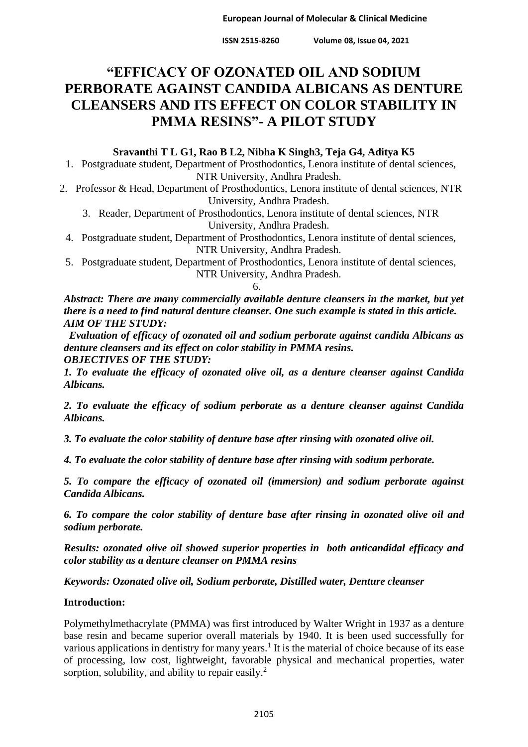# "EFFICACY OF OZONATED OIL AND SODIUM PERBORATE AGAINST CANDIDA ALBICANS AS DENTURE CLEANSERS AND ITS EFFECT ON COLOR STABILITY IN PMMA RESINS"- A PILOT STUDY

**Sravanthi T L G1, Rao B L2, Nibha K Singh3, Teja G4, Aditya K5**

1. Postgraduate student, Department of Prosthodontics, Lenora institute of dental sciences, NTR University, Andhra Pradesh.
2. Professor & Head, Department of Prosthodontics, Lenora institute of dental sciences, NTR University, Andhra Pradesh.
3. Reader, Department of Prosthodontics, Lenora institute of dental sciences, NTR University, Andhra Pradesh.
4. Postgraduate student, Department of Prosthodontics, Lenora institute of dental sciences, NTR University, Andhra Pradesh.
5. Postgraduate student, Department of Prosthodontics, Lenora institute of dental sciences, NTR University, Andhra Pradesh.
6.

***Abstract: There are many commercially available denture cleansers in the market, but yet there is a need to find natural denture cleanser. One such example is stated in this article.***

***AIM OF THE STUDY:***

***Evaluation of efficacy of ozonated oil and sodium perborate against candida Albicans as denture cleansers and its effect on color stability in PMMA resins.***

***OBJECTIVES OF THE STUDY:***

***1. To evaluate the efficacy of ozonated olive oil, as a denture cleanser against Candida Albicans.***

***2. To evaluate the efficacy of sodium perborate as a denture cleanser against Candida Albicans.***

***3. To evaluate the color stability of denture base after rinsing with ozonated olive oil.***

***4. To evaluate the color stability of denture base after rinsing with sodium perborate.***

***5. To compare the efficacy of ozonated oil (immersion) and sodium perborate against Candida Albicans.***

***6. To compare the color stability of denture base after rinsing in ozonated olive oil and sodium perborate.***

***Results: ozonated olive oil showed superior properties in both anticandidal efficacy and color stability as a denture cleanser on PMMA resins***

***Keywords: Ozonated olive oil, Sodium perborate, Distilled water, Denture cleanser***

## Introduction:

Polymethylmethacrylate (PMMA) was first introduced by Walter Wright in 1937 as a denture base resin and became superior overall materials by 1940. It is been used successfully for various applications in dentistry for many years.[1] It is the material of choice because of its ease of processing, low cost, lightweight, favorable physical and mechanical properties, water sorption, solubility, and ability to repair easily.[2]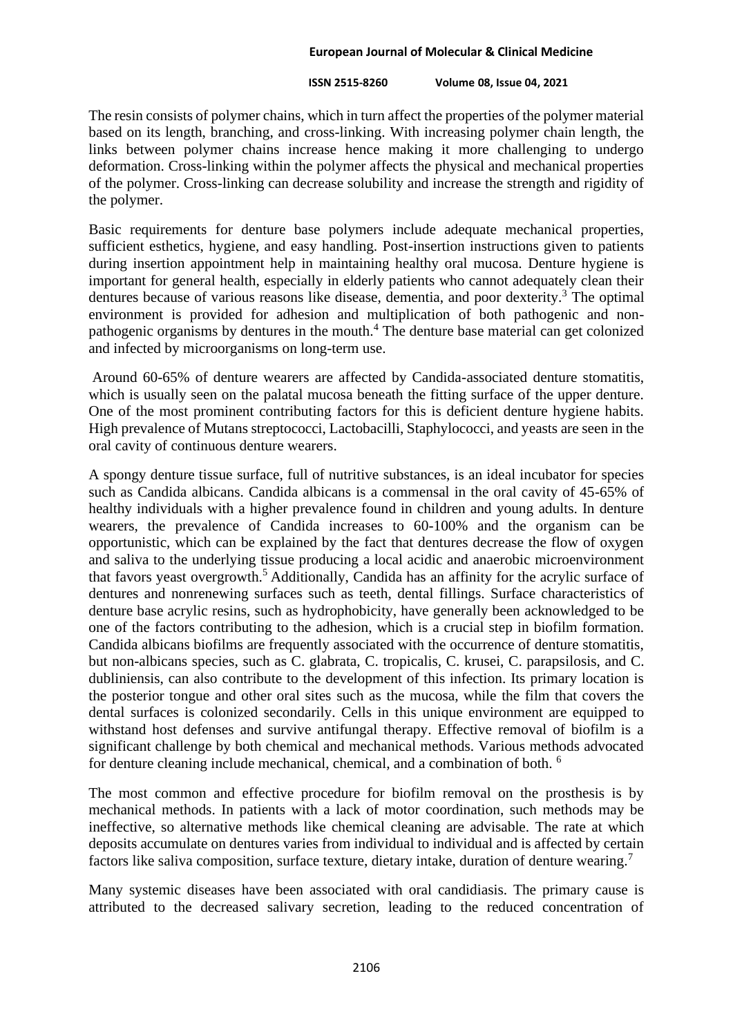The resin consists of polymer chains, which in turn affect the properties of the polymer material based on its length, branching, and cross-linking. With increasing polymer chain length, the links between polymer chains increase hence making it more challenging to undergo deformation. Cross-linking within the polymer affects the physical and mechanical properties of the polymer. Cross-linking can decrease solubility and increase the strength and rigidity of the polymer.

Basic requirements for denture base polymers include adequate mechanical properties, sufficient esthetics, hygiene, and easy handling. Post-insertion instructions given to patients during insertion appointment help in maintaining healthy oral mucosa. Denture hygiene is important for general health, especially in elderly patients who cannot adequately clean their dentures because of various reasons like disease, dementia, and poor dexterity.[3] The optimal environment is provided for adhesion and multiplication of both pathogenic and non-pathogenic organisms by dentures in the mouth.[4] The denture base material can get colonized and infected by microorganisms on long-term use.

Around 60-65% of denture wearers are affected by Candida-associated denture stomatitis, which is usually seen on the palatal mucosa beneath the fitting surface of the upper denture. One of the most prominent contributing factors for this is deficient denture hygiene habits. High prevalence of Mutans streptococci, Lactobacilli, Staphylococci, and yeasts are seen in the oral cavity of continuous denture wearers.

A spongy denture tissue surface, full of nutritive substances, is an ideal incubator for species such as Candida albicans. Candida albicans is a commensal in the oral cavity of 45-65% of healthy individuals with a higher prevalence found in children and young adults. In denture wearers, the prevalence of Candida increases to 60-100% and the organism can be opportunistic, which can be explained by the fact that dentures decrease the flow of oxygen and saliva to the underlying tissue producing a local acidic and anaerobic microenvironment that favors yeast overgrowth.[5] Additionally, Candida has an affinity for the acrylic surface of dentures and nonrenewing surfaces such as teeth, dental fillings. Surface characteristics of denture base acrylic resins, such as hydrophobicity, have generally been acknowledged to be one of the factors contributing to the adhesion, which is a crucial step in biofilm formation. Candida albicans biofilms are frequently associated with the occurrence of denture stomatitis, but non-albicans species, such as C. glabrata, C. tropicalis, C. krusei, C. parapsilosis, and C. dubliniensis, can also contribute to the development of this infection. Its primary location is the posterior tongue and other oral sites such as the mucosa, while the film that covers the dental surfaces is colonized secondarily. Cells in this unique environment are equipped to withstand host defenses and survive antifungal therapy. Effective removal of biofilm is a significant challenge by both chemical and mechanical methods. Various methods advocated for denture cleaning include mechanical, chemical, and a combination of both.[6]

The most common and effective procedure for biofilm removal on the prosthesis is by mechanical methods. In patients with a lack of motor coordination, such methods may be ineffective, so alternative methods like chemical cleaning are advisable. The rate at which deposits accumulate on dentures varies from individual to individual and is affected by certain factors like saliva composition, surface texture, dietary intake, duration of denture wearing.[7]

Many systemic diseases have been associated with oral candidiasis. The primary cause is attributed to the decreased salivary secretion, leading to the reduced concentration of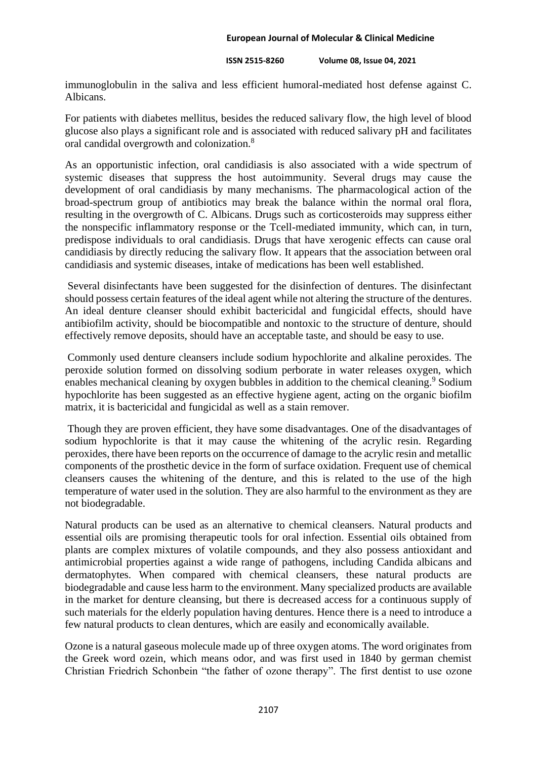immunoglobulin in the saliva and less efficient humoral-mediated host defense against C. Albicans.

For patients with diabetes mellitus, besides the reduced salivary flow, the high level of blood glucose also plays a significant role and is associated with reduced salivary pH and facilitates oral candidal overgrowth and colonization.[8]

As an opportunistic infection, oral candidiasis is also associated with a wide spectrum of systemic diseases that suppress the host autoimmunity. Several drugs may cause the development of oral candidiasis by many mechanisms. The pharmacological action of the broad-spectrum group of antibiotics may break the balance within the normal oral flora, resulting in the overgrowth of C. Albicans. Drugs such as corticosteroids may suppress either the nonspecific inflammatory response or the Tcell-mediated immunity, which can, in turn, predispose individuals to oral candidiasis. Drugs that have xerogenic effects can cause oral candidiasis by directly reducing the salivary flow. It appears that the association between oral candidiasis and systemic diseases, intake of medications has been well established.

Several disinfectants have been suggested for the disinfection of dentures. The disinfectant should possess certain features of the ideal agent while not altering the structure of the dentures. An ideal denture cleanser should exhibit bactericidal and fungicidal effects, should have antibiofilm activity, should be biocompatible and nontoxic to the structure of denture, should effectively remove deposits, should have an acceptable taste, and should be easy to use.

Commonly used denture cleansers include sodium hypochlorite and alkaline peroxides. The peroxide solution formed on dissolving sodium perborate in water releases oxygen, which enables mechanical cleaning by oxygen bubbles in addition to the chemical cleaning.[9] Sodium hypochlorite has been suggested as an effective hygiene agent, acting on the organic biofilm matrix, it is bactericidal and fungicidal as well as a stain remover.

Though they are proven efficient, they have some disadvantages. One of the disadvantages of sodium hypochlorite is that it may cause the whitening of the acrylic resin. Regarding peroxides, there have been reports on the occurrence of damage to the acrylic resin and metallic components of the prosthetic device in the form of surface oxidation. Frequent use of chemical cleansers causes the whitening of the denture, and this is related to the use of the high temperature of water used in the solution. They are also harmful to the environment as they are not biodegradable.

Natural products can be used as an alternative to chemical cleansers. Natural products and essential oils are promising therapeutic tools for oral infection. Essential oils obtained from plants are complex mixtures of volatile compounds, and they also possess antioxidant and antimicrobial properties against a wide range of pathogens, including Candida albicans and dermatophytes. When compared with chemical cleansers, these natural products are biodegradable and cause less harm to the environment. Many specialized products are available in the market for denture cleansing, but there is decreased access for a continuous supply of such materials for the elderly population having dentures. Hence there is a need to introduce a few natural products to clean dentures, which are easily and economically available.

Ozone is a natural gaseous molecule made up of three oxygen atoms. The word originates from the Greek word ozein, which means odor, and was first used in 1840 by german chemist Christian Friedrich Schonbein "the father of ozone therapy". The first dentist to use ozone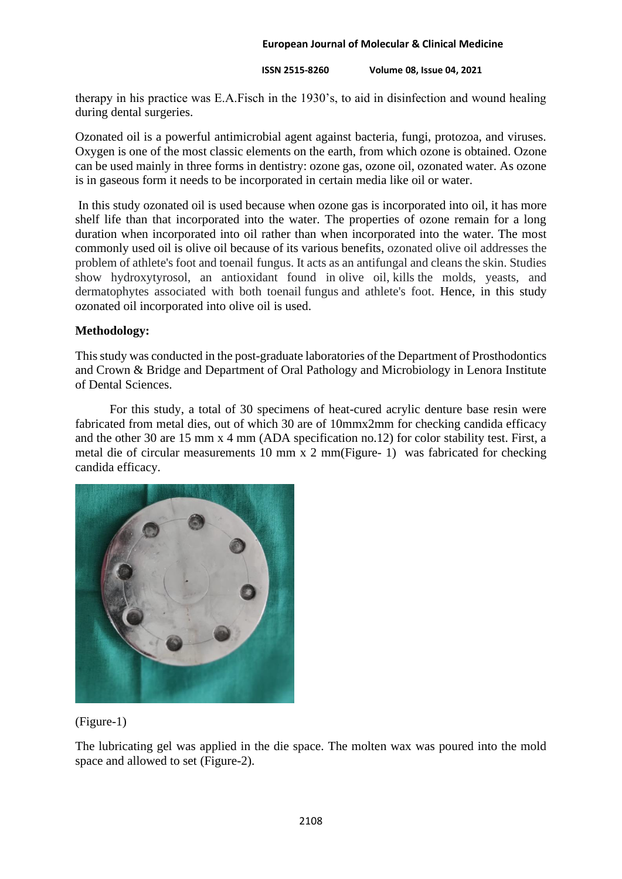therapy in his practice was E.A.Fisch in the 1930's, to aid in disinfection and wound healing during dental surgeries.

Ozonated oil is a powerful antimicrobial agent against bacteria, fungi, protozoa, and viruses. Oxygen is one of the most classic elements on the earth, from which ozone is obtained. Ozone can be used mainly in three forms in dentistry: ozone gas, ozone oil, ozonated water. As ozone is in gaseous form it needs to be incorporated in certain media like oil or water.

In this study ozonated oil is used because when ozone gas is incorporated into oil, it has more shelf life than that incorporated into the water. The properties of ozone remain for a long duration when incorporated into oil rather than when incorporated into the water. The most commonly used oil is olive oil because of its various benefits, ozonated olive oil addresses the problem of athlete's foot and toenail fungus. It acts as an antifungal and cleans the skin. Studies show hydroxytyrosol, an antioxidant found in olive oil, kills the molds, yeasts, and dermatophytes associated with both toenail fungus and athlete's foot. Hence, in this study ozonated oil incorporated into olive oil is used.

**Methodology:**

This study was conducted in the post-graduate laboratories of the Department of Prosthodontics and Crown & Bridge and Department of Oral Pathology and Microbiology in Lenora Institute of Dental Sciences.

For this study, a total of 30 specimens of heat-cured acrylic denture base resin were fabricated from metal dies, out of which 30 are of 10mmx2mm for checking candida efficacy and the other 30 are 15 mm x 4 mm (ADA specification no.12) for color stability test. First, a metal die of circular measurements 10 mm x 2 mm(Figure- 1) was fabricated for checking candida efficacy.

(Figure-1)

The lubricating gel was applied in the die space. The molten wax was poured into the mold space and allowed to set (Figure-2).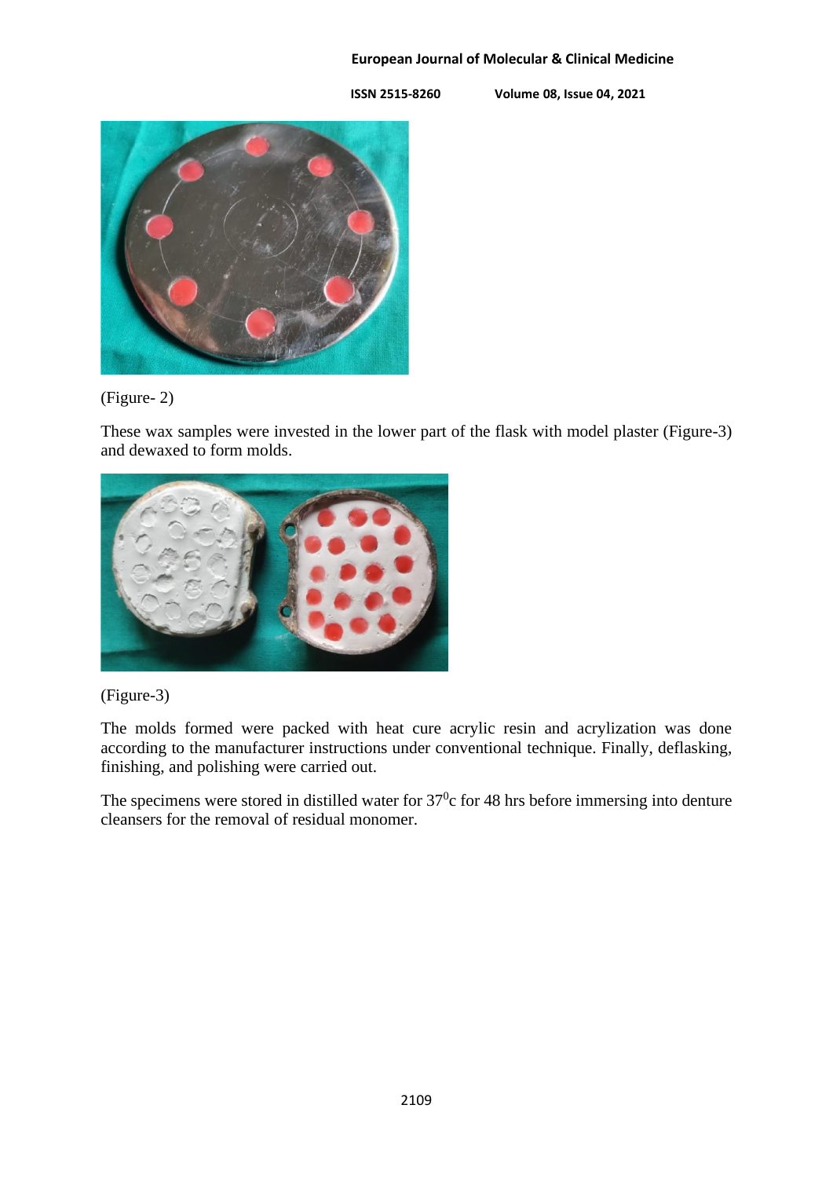(Figure- 2)

These wax samples were invested in the lower part of the flask with model plaster (Figure-3) and dewaxed to form molds.

(Figure-3)

The molds formed were packed with heat cure acrylic resin and acrylization was done according to the manufacturer instructions under conventional technique. Finally, deflasking, finishing, and polishing were carried out.

The specimens were stored in distilled water for $37^0$c for 48 hrs before immersing into denture cleansers for the removal of residual monomer.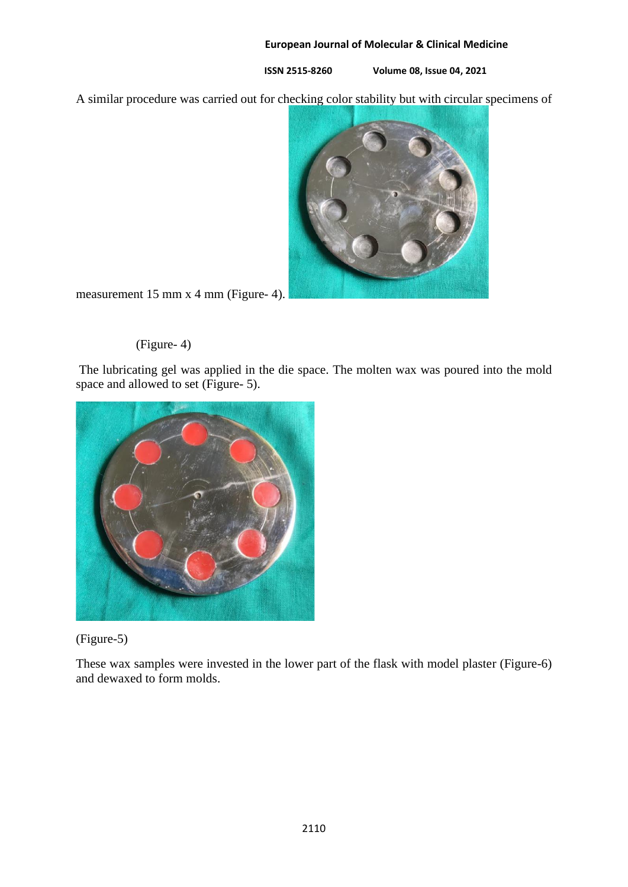A similar procedure was carried out for checking color stability but with circular specimens of measurement 15 mm x 4 mm (Figure- 4).

(Figure- 4)

The lubricating gel was applied in the die space. The molten wax was poured into the mold space and allowed to set (Figure- 5).

(Figure-5)

These wax samples were invested in the lower part of the flask with model plaster (Figure-6) and dewaxed to form molds.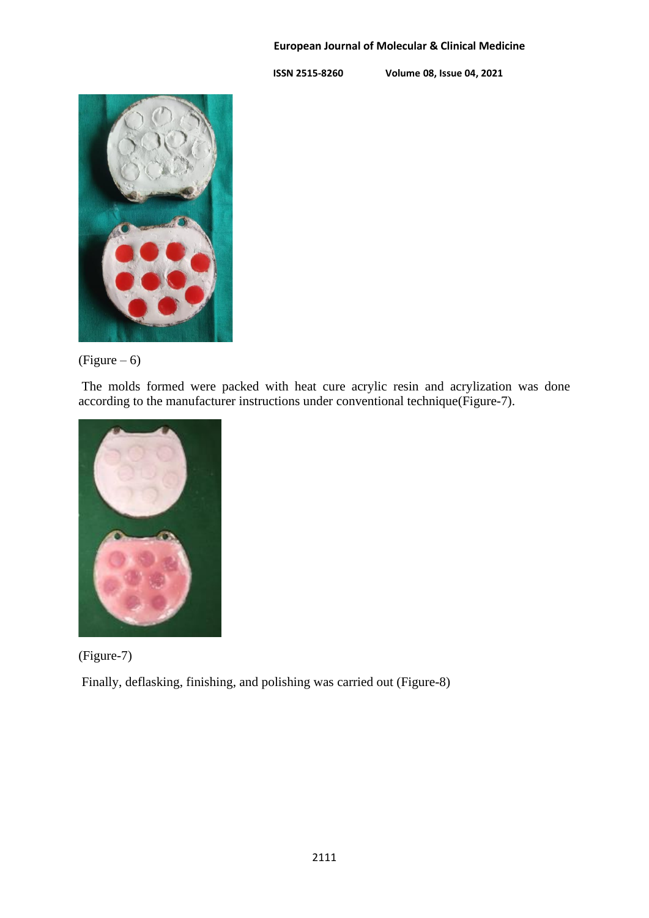(Figure – 6)

The molds formed were packed with heat cure acrylic resin and acrylization was done according to the manufacturer instructions under conventional technique(Figure-7).

(Figure-7)

Finally, deflasking, finishing, and polishing was carried out (Figure-8)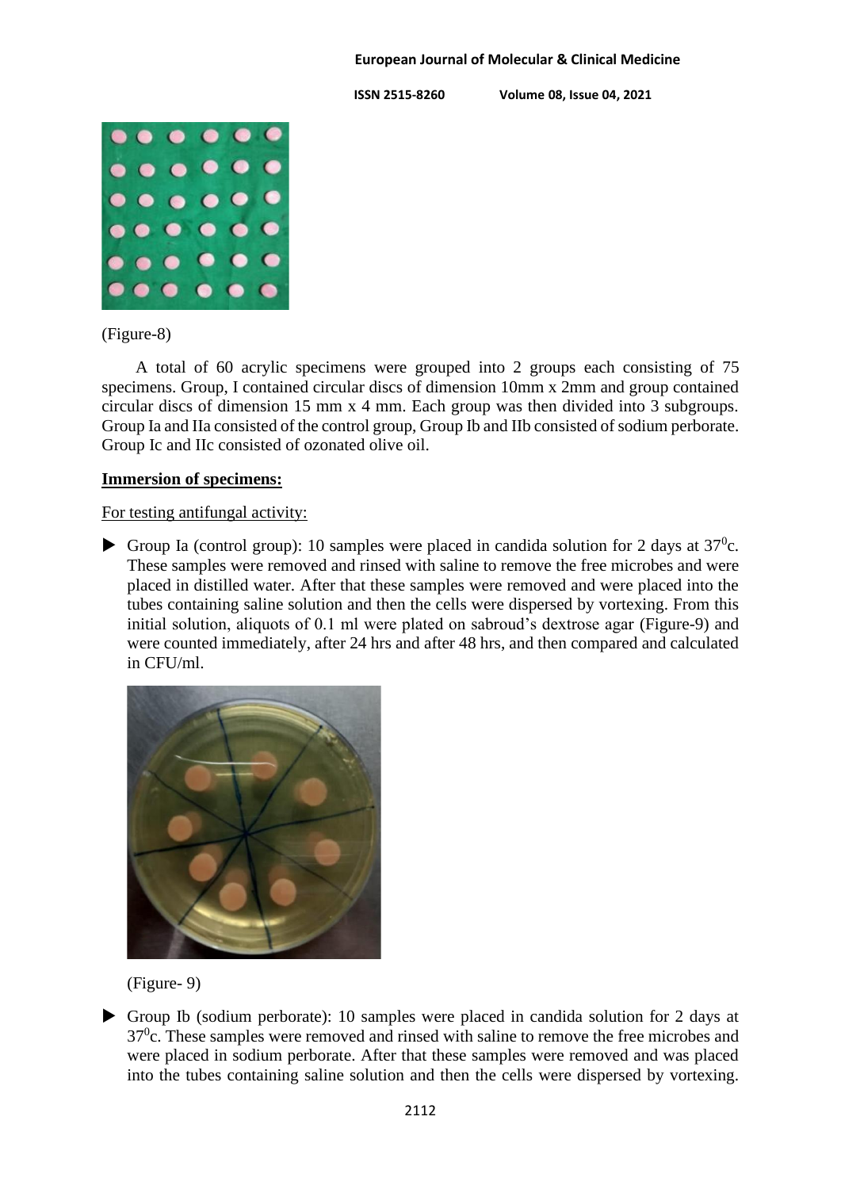(Figure-8)

A total of 60 acrylic specimens were grouped into 2 groups each consisting of 75 specimens. Group, I contained circular discs of dimension 10mm x 2mm and group contained circular discs of dimension 15 mm x 4 mm. Each group was then divided into 3 subgroups. Group Ia and IIa consisted of the control group, Group Ib and IIb consisted of sodium perborate. Group Ic and IIc consisted of ozonated olive oil.

**Immersion of specimens:**

For testing antifungal activity:

- Group Ia (control group): 10 samples were placed in candida solution for 2 days at $37^0$c. These samples were removed and rinsed with saline to remove the free microbes and were placed in distilled water. After that these samples were removed and were placed into the tubes containing saline solution and then the cells were dispersed by vortexing. From this initial solution, aliquots of 0.1 ml were plated on sabroud's dextrose agar (Figure-9) and were counted immediately, after 24 hrs and after 48 hrs, and then compared and calculated in CFU/ml.

(Figure- 9)

- Group Ib (sodium perborate): 10 samples were placed in candida solution for 2 days at $37^0$c. These samples were removed and rinsed with saline to remove the free microbes and were placed in sodium perborate. After that these samples were removed and was placed into the tubes containing saline solution and then the cells were dispersed by vortexing.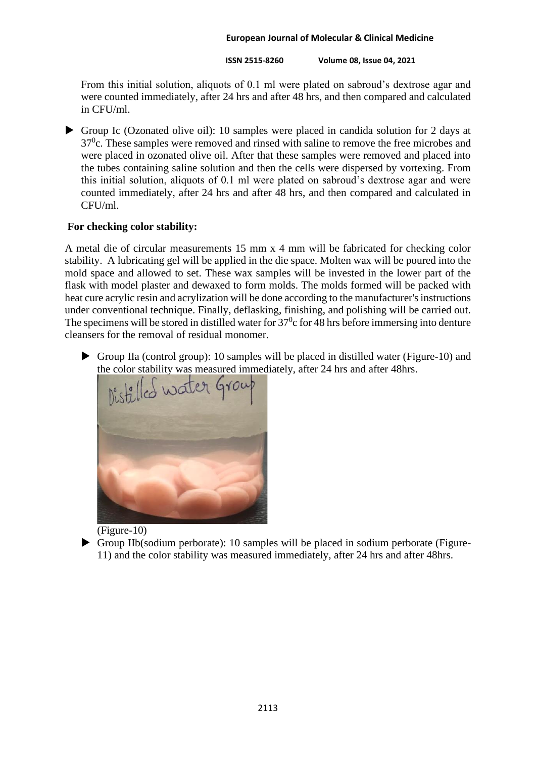From this initial solution, aliquots of 0.1 ml were plated on sabroud's dextrose agar and were counted immediately, after 24 hrs and after 48 hrs, and then compared and calculated in CFU/ml.

- Group Ic (Ozonated olive oil): 10 samples were placed in candida solution for 2 days at $37^0$c. These samples were removed and rinsed with saline to remove the free microbes and were placed in ozonated olive oil. After that these samples were removed and placed into the tubes containing saline solution and then the cells were dispersed by vortexing. From this initial solution, aliquots of 0.1 ml were plated on sabroud's dextrose agar and were counted immediately, after 24 hrs and after 48 hrs, and then compared and calculated in CFU/ml.

**For checking color stability:**

A metal die of circular measurements 15 mm x 4 mm will be fabricated for checking color stability. A lubricating gel will be applied in the die space. Molten wax will be poured into the mold space and allowed to set. These wax samples will be invested in the lower part of the flask with model plaster and dewaxed to form molds. The molds formed will be packed with heat cure acrylic resin and acrylization will be done according to the manufacturer's instructions under conventional technique. Finally, deflasking, finishing, and polishing will be carried out. The specimens will be stored in distilled water for $37^0$c for 48 hrs before immersing into denture cleansers for the removal of residual monomer.

- Group IIa (control group): 10 samples will be placed in distilled water (Figure-10) and the color stability was measured immediately, after 24 hrs and after 48hrs.

(Figure-10)

- Group IIb(sodium perborate): 10 samples will be placed in sodium perborate (Figure-11) and the color stability was measured immediately, after 24 hrs and after 48hrs.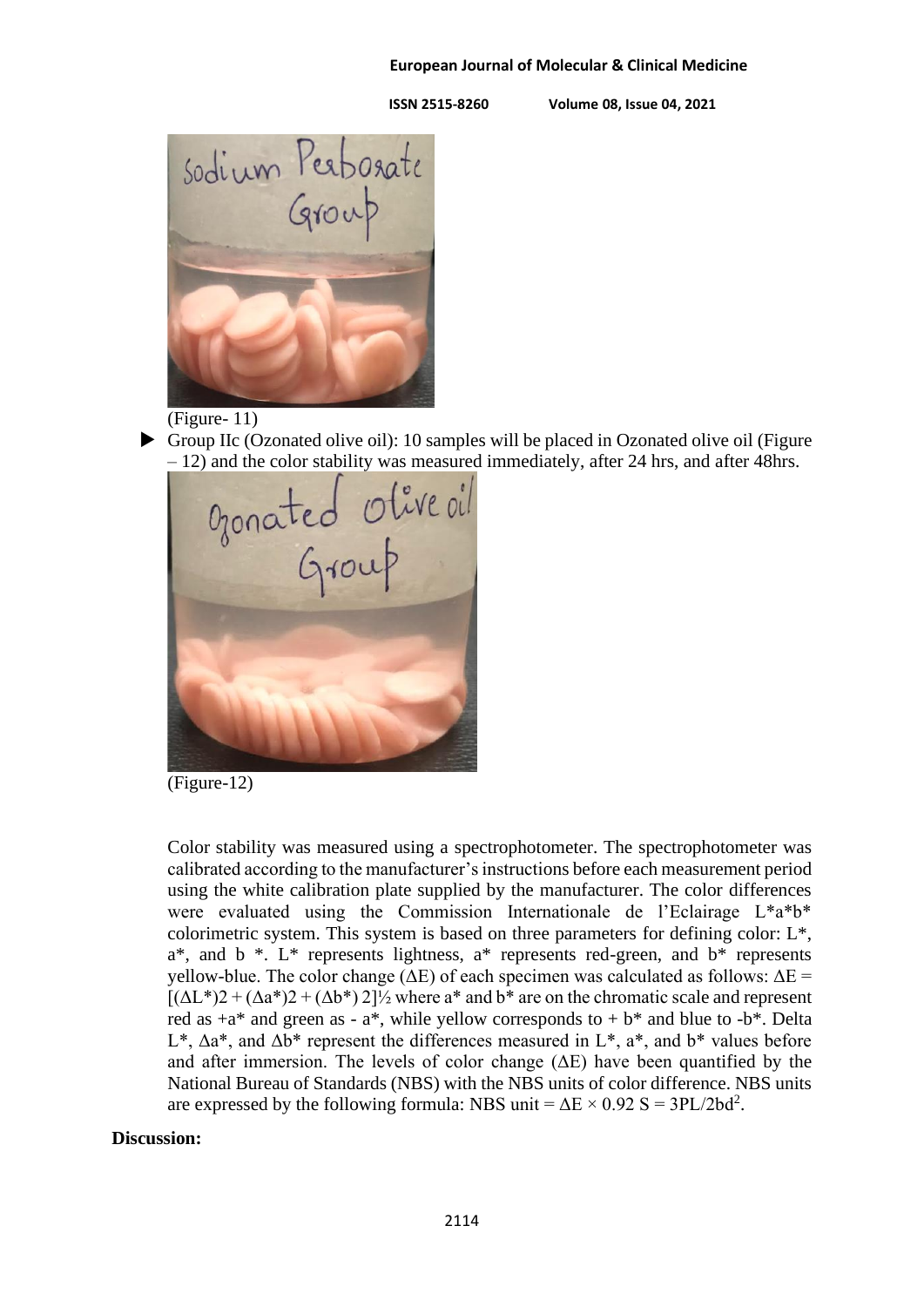(Figure- 11)

- Group IIc (Ozonated olive oil): 10 samples will be placed in Ozonated olive oil (Figure – 12) and the color stability was measured immediately, after 24 hrs, and after 48hrs.

(Figure-12)

Color stability was measured using a spectrophotometer. The spectrophotometer was calibrated according to the manufacturer's instructions before each measurement period using the white calibration plate supplied by the manufacturer. The color differences were evaluated using the Commission Internationale de l'Eclairage L*a*b* colorimetric system. This system is based on three parameters for defining color: L*, a*, and b *. L* represents lightness, a* represents red-green, and b* represents yellow-blue. The color change (ΔE) of each specimen was calculated as follows: $\Delta E = [(\Delta L^*)2 + (\Delta a^*)2 + (\Delta b^*) 2]^{1/2}$ where a* and b* are on the chromatic scale and represent red as +a* and green as - a*, while yellow corresponds to + b* and blue to -b*. Delta L*, Δa*, and Δb* represent the differences measured in L*, a*, and b* values before and after immersion. The levels of color change (ΔE) have been quantified by the National Bureau of Standards (NBS) with the NBS units of color difference. NBS units are expressed by the following formula: NBS unit = $\Delta E \times 0.92$ $S = 3PL/2bd^2$.

**Discussion:**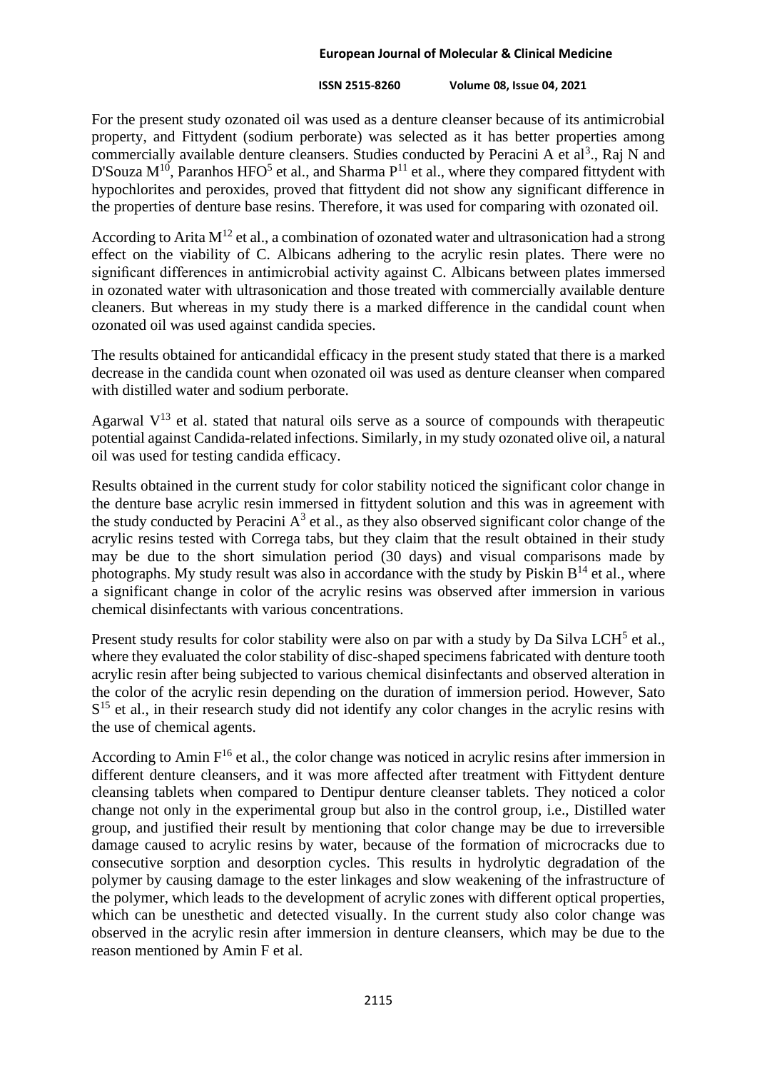For the present study ozonated oil was used as a denture cleanser because of its antimicrobial property, and Fittydent (sodium perborate) was selected as it has better properties among commercially available denture cleansers. Studies conducted by Peracini A et al[3]., Raj N and D'Souza M[10], Paranhos HFO[5] et al., and Sharma P[11] et al., where they compared fittydent with hypochlorites and peroxides, proved that fittydent did not show any significant difference in the properties of denture base resins. Therefore, it was used for comparing with ozonated oil.

According to Arita M[12] et al., a combination of ozonated water and ultrasonication had a strong effect on the viability of C. Albicans adhering to the acrylic resin plates. There were no significant differences in antimicrobial activity against C. Albicans between plates immersed in ozonated water with ultrasonication and those treated with commercially available denture cleaners. But whereas in my study there is a marked difference in the candidal count when ozonated oil was used against candida species.

The results obtained for anticandidal efficacy in the present study stated that there is a marked decrease in the candida count when ozonated oil was used as denture cleanser when compared with distilled water and sodium perborate.

Agarwal V[13] et al. stated that natural oils serve as a source of compounds with therapeutic potential against Candida-related infections. Similarly, in my study ozonated olive oil, a natural oil was used for testing candida efficacy.

Results obtained in the current study for color stability noticed the significant color change in the denture base acrylic resin immersed in fittydent solution and this was in agreement with the study conducted by Peracini A[3] et al., as they also observed significant color change of the acrylic resins tested with Correga tabs, but they claim that the result obtained in their study may be due to the short simulation period (30 days) and visual comparisons made by photographs. My study result was also in accordance with the study by Piskin B[14] et al., where a significant change in color of the acrylic resins was observed after immersion in various chemical disinfectants with various concentrations.

Present study results for color stability were also on par with a study by Da Silva LCH[5] et al., where they evaluated the color stability of disc-shaped specimens fabricated with denture tooth acrylic resin after being subjected to various chemical disinfectants and observed alteration in the color of the acrylic resin depending on the duration of immersion period. However, Sato S[15] et al., in their research study did not identify any color changes in the acrylic resins with the use of chemical agents.

According to Amin F[16] et al., the color change was noticed in acrylic resins after immersion in different denture cleansers, and it was more affected after treatment with Fittydent denture cleansing tablets when compared to Dentipur denture cleanser tablets. They noticed a color change not only in the experimental group but also in the control group, i.e., Distilled water group, and justified their result by mentioning that color change may be due to irreversible damage caused to acrylic resins by water, because of the formation of microcracks due to consecutive sorption and desorption cycles. This results in hydrolytic degradation of the polymer by causing damage to the ester linkages and slow weakening of the infrastructure of the polymer, which leads to the development of acrylic zones with different optical properties, which can be unesthetic and detected visually. In the current study also color change was observed in the acrylic resin after immersion in denture cleansers, which may be due to the reason mentioned by Amin F et al.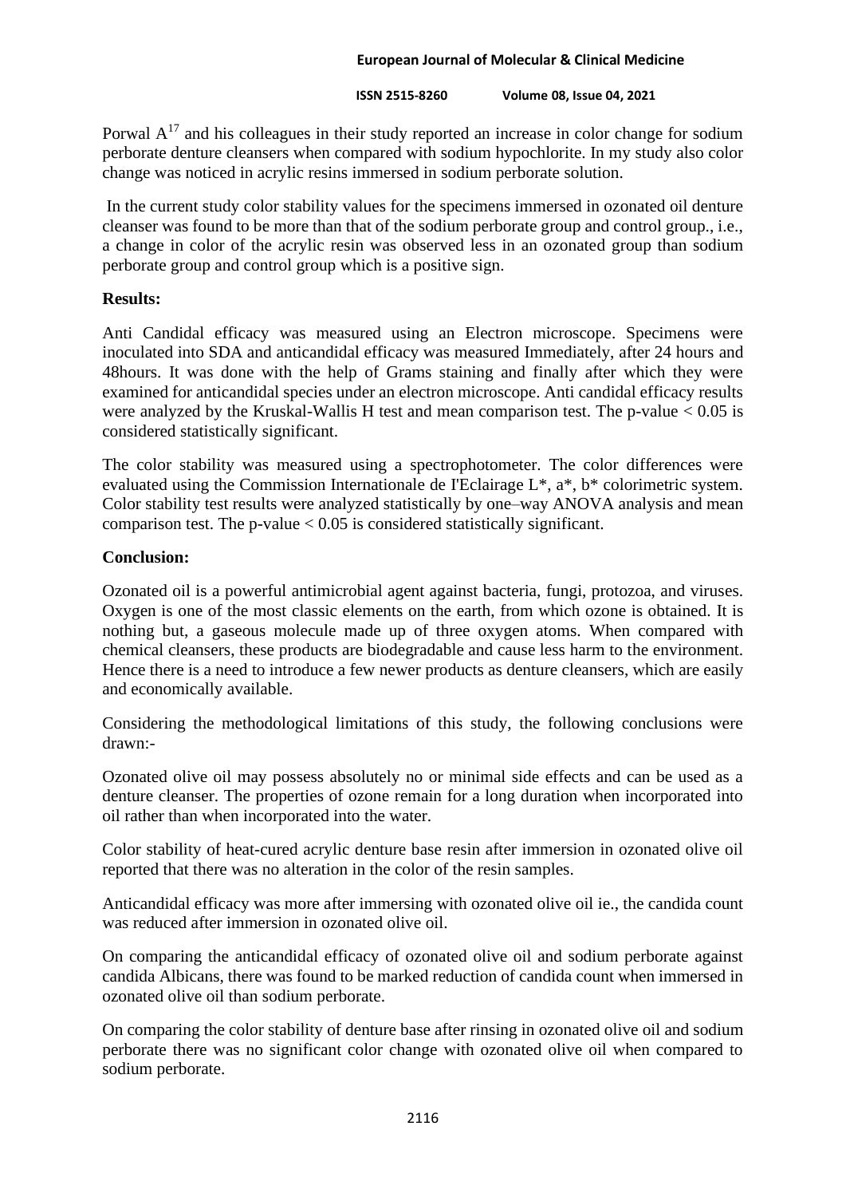Porwal A[17] and his colleagues in their study reported an increase in color change for sodium perborate denture cleansers when compared with sodium hypochlorite. In my study also color change was noticed in acrylic resins immersed in sodium perborate solution.

In the current study color stability values for the specimens immersed in ozonated oil denture cleanser was found to be more than that of the sodium perborate group and control group., i.e., a change in color of the acrylic resin was observed less in an ozonated group than sodium perborate group and control group which is a positive sign.

**Results:**

Anti Candidal efficacy was measured using an Electron microscope. Specimens were inoculated into SDA and anticandidal efficacy was measured Immediately, after 24 hours and 48hours. It was done with the help of Grams staining and finally after which they were examined for anticandidal species under an electron microscope. Anti candidal efficacy results were analyzed by the Kruskal-Wallis H test and mean comparison test. The p-value $< 0.05$ is considered statistically significant.

The color stability was measured using a spectrophotometer. The color differences were evaluated using the Commission Internationale de I'Eclairage L*, a*, b* colorimetric system. Color stability test results were analyzed statistically by one–way ANOVA analysis and mean comparison test. The p-value $< 0.05$ is considered statistically significant.

**Conclusion:**

Ozonated oil is a powerful antimicrobial agent against bacteria, fungi, protozoa, and viruses. Oxygen is one of the most classic elements on the earth, from which ozone is obtained. It is nothing but, a gaseous molecule made up of three oxygen atoms. When compared with chemical cleansers, these products are biodegradable and cause less harm to the environment. Hence there is a need to introduce a few newer products as denture cleansers, which are easily and economically available.

Considering the methodological limitations of this study, the following conclusions were drawn:-

Ozonated olive oil may possess absolutely no or minimal side effects and can be used as a denture cleanser. The properties of ozone remain for a long duration when incorporated into oil rather than when incorporated into the water.

Color stability of heat-cured acrylic denture base resin after immersion in ozonated olive oil reported that there was no alteration in the color of the resin samples.

Anticandidal efficacy was more after immersing with ozonated olive oil ie., the candida count was reduced after immersion in ozonated olive oil.

On comparing the anticandidal efficacy of ozonated olive oil and sodium perborate against candida Albicans, there was found to be marked reduction of candida count when immersed in ozonated olive oil than sodium perborate.

On comparing the color stability of denture base after rinsing in ozonated olive oil and sodium perborate there was no significant color change with ozonated olive oil when compared to sodium perborate.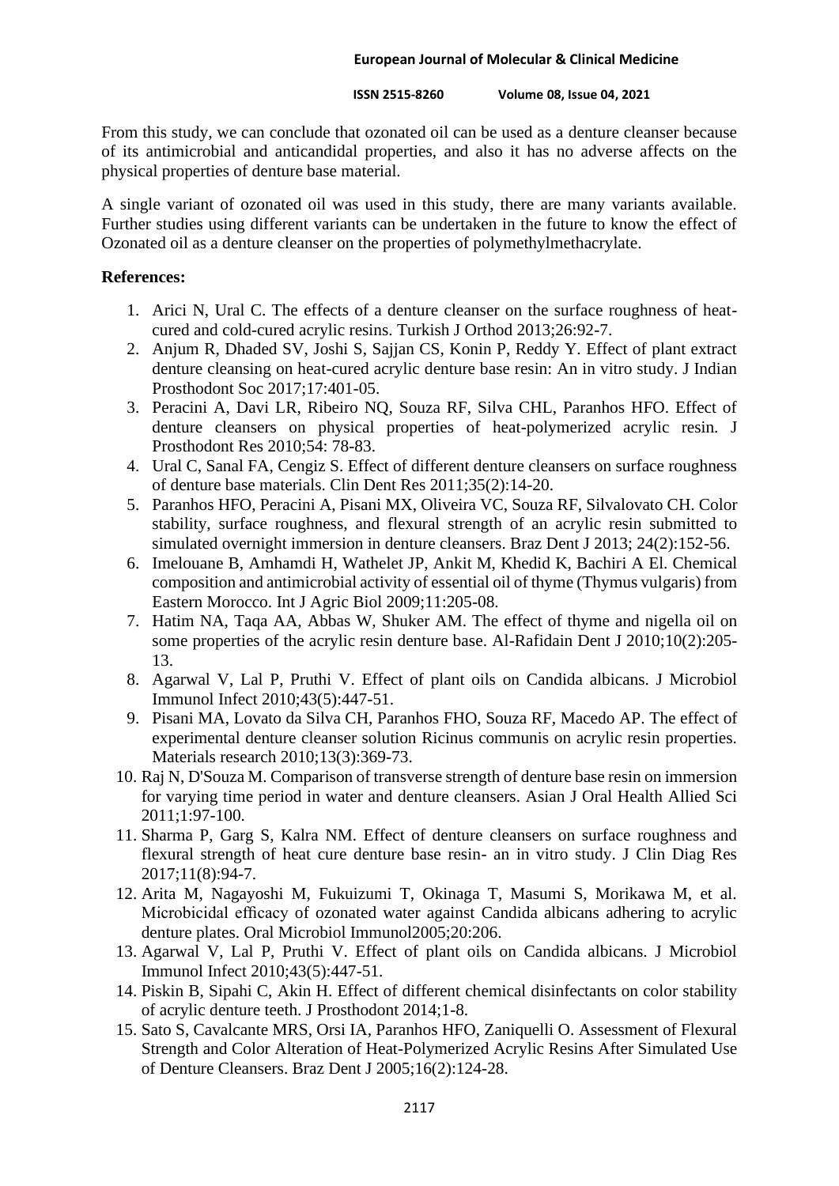From this study, we can conclude that ozonated oil can be used as a denture cleanser because of its antimicrobial and anticandidal properties, and also it has no adverse affects on the physical properties of denture base material.

A single variant of ozonated oil was used in this study, there are many variants available. Further studies using different variants can be undertaken in the future to know the effect of Ozonated oil as a denture cleanser on the properties of polymethylmethacrylate.

**References:**

1. Arici N, Ural C. The effects of a denture cleanser on the surface roughness of heat-cured and cold-cured acrylic resins. Turkish J Orthod 2013;26:92-7.
2. Anjum R, Dhaded SV, Joshi S, Sajjan CS, Konin P, Reddy Y. Effect of plant extract denture cleansing on heat-cured acrylic denture base resin: An in vitro study. J Indian Prosthodont Soc 2017;17:401-05.
3. Peracini A, Davi LR, Ribeiro NQ, Souza RF, Silva CHL, Paranhos HFO. Effect of denture cleansers on physical properties of heat-polymerized acrylic resin. J Prosthodont Res 2010;54: 78-83.
4. Ural C, Sanal FA, Cengiz S. Effect of different denture cleansers on surface roughness of denture base materials. Clin Dent Res 2011;35(2):14-20.
5. Paranhos HFO, Peracini A, Pisani MX, Oliveira VC, Souza RF, Silvalovato CH. Color stability, surface roughness, and flexural strength of an acrylic resin submitted to simulated overnight immersion in denture cleansers. Braz Dent J 2013; 24(2):152-56.
6. Imelouane B, Amhamdi H, Wathelet JP, Ankit M, Khedid K, Bachiri A El. Chemical composition and antimicrobial activity of essential oil of thyme (Thymus vulgaris) from Eastern Morocco. Int J Agric Biol 2009;11:205-08.
7. Hatim NA, Taqa AA, Abbas W, Shuker AM. The effect of thyme and nigella oil on some properties of the acrylic resin denture base. Al-Rafidain Dent J 2010;10(2):205-13.
8. Agarwal V, Lal P, Pruthi V. Effect of plant oils on Candida albicans. J Microbiol Immunol Infect 2010;43(5):447-51.
9. Pisani MA, Lovato da Silva CH, Paranhos FHO, Souza RF, Macedo AP. The effect of experimental denture cleanser solution Ricinus communis on acrylic resin properties. Materials research 2010;13(3):369-73.
10. Raj N, D'Souza M. Comparison of transverse strength of denture base resin on immersion for varying time period in water and denture cleansers. Asian J Oral Health Allied Sci 2011;1:97-100.
11. Sharma P, Garg S, Kalra NM. Effect of denture cleansers on surface roughness and flexural strength of heat cure denture base resin- an in vitro study. J Clin Diag Res 2017;11(8):94-7.
12. Arita M, Nagayoshi M, Fukuizumi T, Okinaga T, Masumi S, Morikawa M, et al. Microbicidal efficacy of ozonated water against Candida albicans adhering to acrylic denture plates. Oral Microbiol Immunol2005;20:206.
13. Agarwal V, Lal P, Pruthi V. Effect of plant oils on Candida albicans. J Microbiol Immunol Infect 2010;43(5):447-51.
14. Piskin B, Sipahi C, Akin H. Effect of different chemical disinfectants on color stability of acrylic denture teeth. J Prosthodont 2014;1-8.
15. Sato S, Cavalcante MRS, Orsi IA, Paranhos HFO, Zaniquelli O. Assessment of Flexural Strength and Color Alteration of Heat-Polymerized Acrylic Resins After Simulated Use of Denture Cleansers. Braz Dent J 2005;16(2):124-28.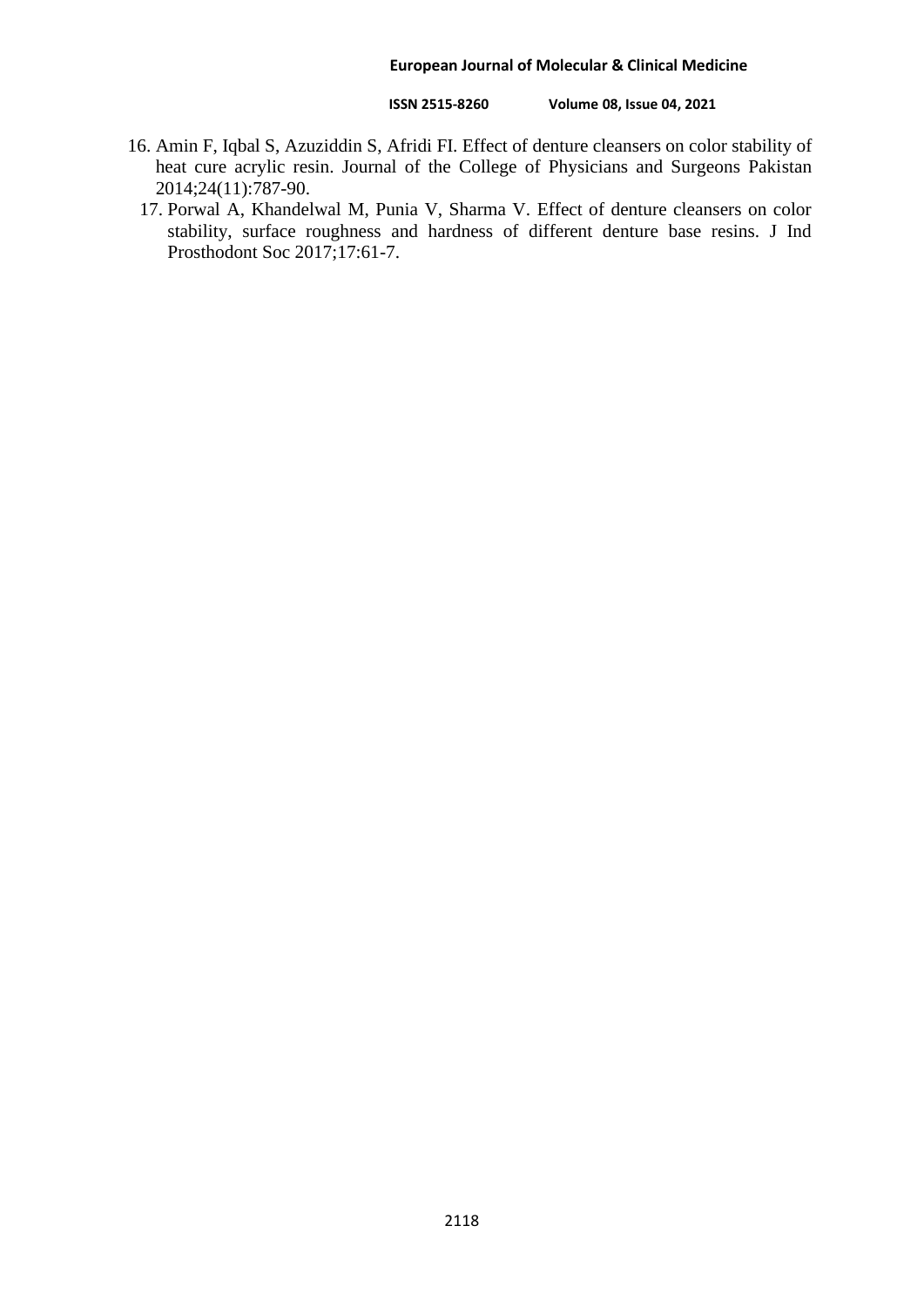16. Amin F, Iqbal S, Azuziddin S, Afridi FI. Effect of denture cleansers on color stability of heat cure acrylic resin. Journal of the College of Physicians and Surgeons Pakistan 2014;24(11):787-90.
17. Porwal A, Khandelwal M, Punia V, Sharma V. Effect of denture cleansers on color stability, surface roughness and hardness of different denture base resins. J Ind Prosthodont Soc 2017;17:61-7.